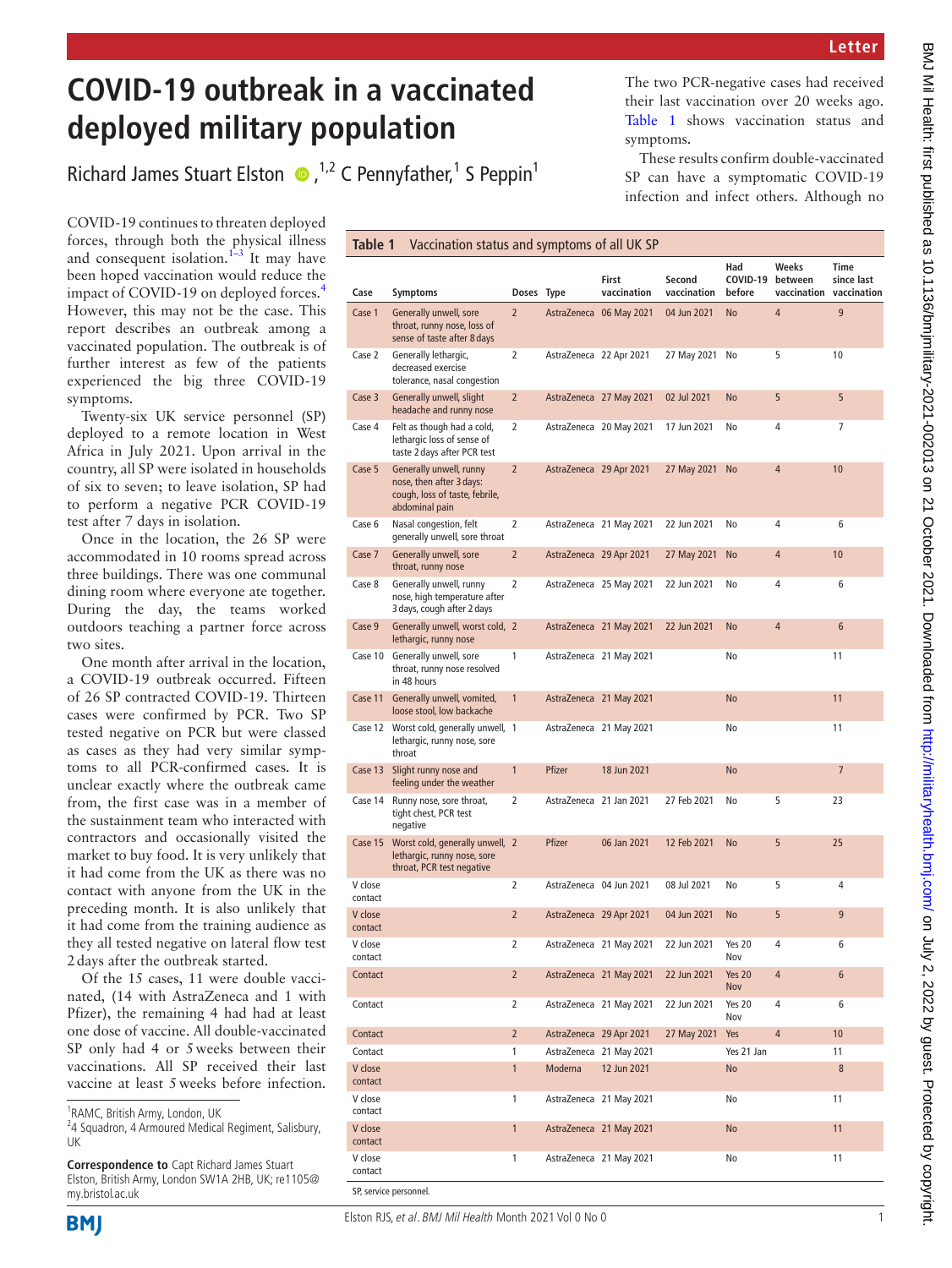Letter

# COVID-19 outbreak in a vaccinated deployed military population

Richard James Stuart Elston[1,2], C Pennyfather[1], S Peppin[1]

COVID-19 continues to threaten deployed forces, through both the physical illness and consequent isolation.[1–3] It may have been hoped vaccination would reduce the impact of COVID-19 on deployed forces.[4] However, this may not be the case. This report describes an outbreak among a vaccinated population. The outbreak is of further interest as few of the patients experienced the big three COVID-19 symptoms.

Twenty-six UK service personnel (SP) deployed to a remote location in West Africa in July 2021. Upon arrival in the country, all SP were isolated in households of six to seven; to leave isolation, SP had to perform a negative PCR COVID-19 test after 7 days in isolation.

Once in the location, the 26 SP were accommodated in 10 rooms spread across three buildings. There was one communal dining room where everyone ate together. During the day, the teams worked outdoors teaching a partner force across two sites.

One month after arrival in the location, a COVID-19 outbreak occurred. Fifteen of 26 SP contracted COVID-19. Thirteen cases were confirmed by PCR. Two SP tested negative on PCR but were classed as cases as they had very similar symptoms to all PCR-confirmed cases. It is unclear exactly where the outbreak came from, the first case was in a member of the sustainment team who interacted with contractors and occasionally visited the market to buy food. It is very unlikely that it had come from the UK as there was no contact with anyone from the UK in the preceding month. It is also unlikely that it had come from the training audience as they all tested negative on lateral flow test 2 days after the outbreak started.

Of the 15 cases, 11 were double vaccinated, (14 with AstraZeneca and 1 with Pfizer), the remaining 4 had had at least one dose of vaccine. All double-vaccinated SP only had 4 or 5 weeks between their vaccinations. All SP received their last vaccine at least 5 weeks before infection. The two PCR-negative cases had received their last vaccination over 20 weeks ago. Table 1 shows vaccination status and symptoms.

These results confirm double-vaccinated SP can have a symptomatic COVID-19 infection and infect others. Although no

**Table 1** Vaccination status and symptoms of all UK SP

| Case | Symptoms | Doses | Type | First vaccination | Second vaccination | Had COVID-19 before | Weeks between vaccination | Time since last vaccination |
|---|---|---|---|---|---|---|---|---|
| Case 1 | Generally unwell, sore throat, runny nose, loss of sense of taste after 8 days | 2 | AstraZeneca | 06 May 2021 | 04 Jun 2021 | No | 4 | 9 |
| Case 2 | Generally lethargic, decreased exercise tolerance, nasal congestion | 2 | AstraZeneca | 22 Apr 2021 | 27 May 2021 | No | 5 | 10 |
| Case 3 | Generally unwell, slight headache and runny nose | 2 | AstraZeneca | 27 May 2021 | 02 Jul 2021 | No | 5 | 5 |
| Case 4 | Felt as though had a cold, lethargic loss of sense of taste 2 days after PCR test | 2 | AstraZeneca | 20 May 2021 | 17 Jun 2021 | No | 4 | 7 |
| Case 5 | Generally unwell, runny nose, then after 3 days: cough, loss of taste, febrile, abdominal pain | 2 | AstraZeneca | 29 Apr 2021 | 27 May 2021 | No | 4 | 10 |
| Case 6 | Nasal congestion, felt generally unwell, sore throat | 2 | AstraZeneca | 21 May 2021 | 22 Jun 2021 | No | 4 | 6 |
| Case 7 | Generally unwell, sore throat, runny nose | 2 | AstraZeneca | 29 Apr 2021 | 27 May 2021 | No | 4 | 10 |
| Case 8 | Generally unwell, runny nose, high temperature after 3 days, cough after 2 days | 2 | AstraZeneca | 25 May 2021 | 22 Jun 2021 | No | 4 | 6 |
| Case 9 | Generally unwell, worst cold, lethargic, runny nose | 2 | AstraZeneca | 21 May 2021 | 22 Jun 2021 | No | 4 | 6 |
| Case 10 | Generally unwell, sore throat, runny nose resolved in 48 hours | 1 | AstraZeneca | 21 May 2021 | | No | | 11 |
| Case 11 | Generally unwell, vomited, loose stool, low backache | 1 | AstraZeneca | 21 May 2021 | | No | | 11 |
| Case 12 | Worst cold, generally unwell, lethargic, runny nose, sore throat | 1 | AstraZeneca | 21 May 2021 | | No | | 11 |
| Case 13 | Slight runny nose and feeling under the weather | 1 | Pfizer | 18 Jun 2021 | | No | | 7 |
| Case 14 | Runny nose, sore throat, tight chest, PCR test negative | 2 | AstraZeneca | 21 Jan 2021 | 27 Feb 2021 | No | 5 | 23 |
| Case 15 | Worst cold, generally unwell, lethargic, runny nose, sore throat, PCR test negative | 2 | Pfizer | 06 Jan 2021 | 12 Feb 2021 | No | 5 | 25 |
| V close contact | | 2 | AstraZeneca | 04 Jun 2021 | 08 Jul 2021 | No | 5 | 4 |
| V close contact | | 2 | AstraZeneca | 29 Apr 2021 | 04 Jun 2021 | No | 5 | 9 |
| V close contact | | 2 | AstraZeneca | 21 May 2021 | 22 Jun 2021 | Yes 20 Nov | 4 | 6 |
| Contact | | 2 | AstraZeneca | 21 May 2021 | 22 Jun 2021 | Yes 20 Nov | 4 | 6 |
| Contact | | 2 | AstraZeneca | 21 May 2021 | 22 Jun 2021 | Yes 20 Nov | 4 | 6 |
| Contact | | 2 | AstraZeneca | 29 Apr 2021 | 27 May 2021 | Yes | 4 | 10 |
| Contact | | 1 | AstraZeneca | 21 May 2021 | | Yes 21 Jan | | 11 |
| V close contact | | 1 | Moderna | 12 Jun 2021 | | No | | 8 |
| V close contact | | 1 | AstraZeneca | 21 May 2021 | | No | | 11 |
| V close contact | | 1 | AstraZeneca | 21 May 2021 | | No | | 11 |
| V close contact | | 1 | AstraZeneca | 21 May 2021 | | No | | 11 |

SP, service personnel.

[1]RAMC, British Army, London, UK
[2]4 Squadron, 4 Armoured Medical Regiment, Salisbury, UK

**Correspondence to** Capt Richard James Stuart Elston, British Army, London SW1A 2HB, UK; re1105@my.bristol.ac.uk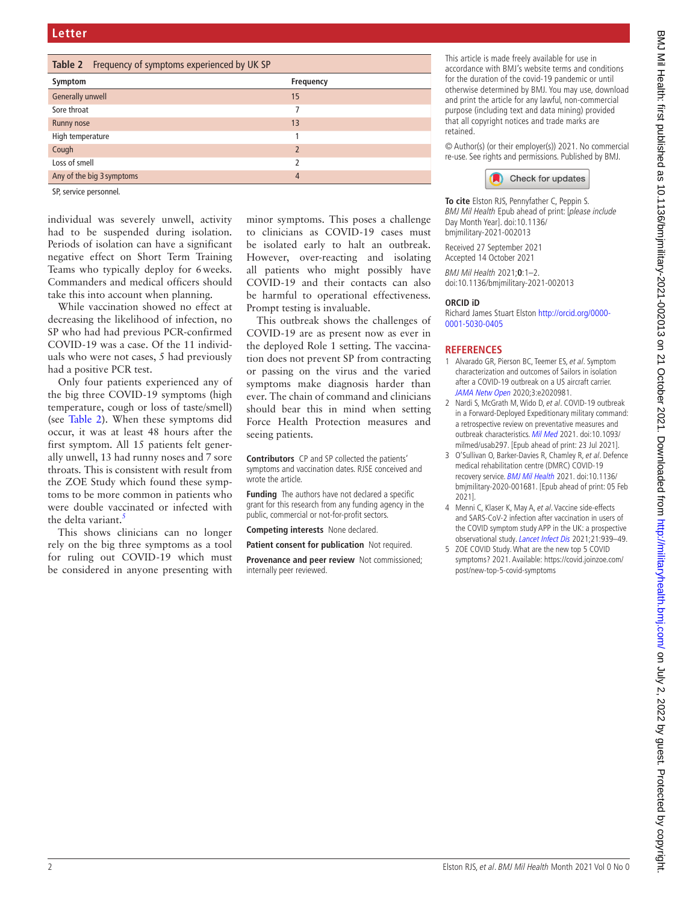**Table 2** Frequency of symptoms experienced by UK SP

| Symptom | Frequency |
|---|---|
| Generally unwell | 15 |
| Sore throat | 7 |
| Runny nose | 13 |
| High temperature | 1 |
| Cough | 2 |
| Loss of smell | 2 |
| Any of the big 3 symptoms | 4 |

SP, service personnel.

individual was severely unwell, activity had to be suspended during isolation. Periods of isolation can have a significant negative effect on Short Term Training Teams who typically deploy for 6 weeks. Commanders and medical officers should take this into account when planning.

While vaccination showed no effect at decreasing the likelihood of infection, no SP who had had previous PCR-confirmed COVID-19 was a case. Of the 11 individuals who were not cases, 5 had previously had a positive PCR test.

Only four patients experienced any of the big three COVID-19 symptoms (high temperature, cough or loss of taste/smell) (see Table 2). When these symptoms did occur, it was at least 48 hours after the first symptom. All 15 patients felt generally unwell, 13 had runny noses and 7 sore throats. This is consistent with result from the ZOE Study which found these symptoms to be more common in patients who were double vaccinated or infected with the delta variant.[5]

This shows clinicians can no longer rely on the big three symptoms as a tool for ruling out COVID-19 which must be considered in anyone presenting with minor symptoms. This poses a challenge to clinicians as COVID-19 cases must be isolated early to halt an outbreak. However, over-reacting and isolating all patients who might possibly have COVID-19 and their contacts can also be harmful to operational effectiveness. Prompt testing is invaluable.

This outbreak shows the challenges of COVID-19 are as present now as ever in the deployed Role 1 setting. The vaccination does not prevent SP from contracting or passing on the virus and the varied symptoms make diagnosis harder than ever. The chain of command and clinicians should bear this in mind when setting Force Health Protection measures and seeing patients.

**Contributors** CP and SP collected the patients' symptoms and vaccination dates. RJSE conceived and wrote the article.

**Funding** The authors have not declared a specific grant for this research from any funding agency in the public, commercial or not-for-profit sectors.

**Competing interests** None declared.

**Patient consent for publication** Not required.

**Provenance and peer review** Not commissioned; internally peer reviewed.

This article is made freely available for use in accordance with BMJ's website terms and conditions for the duration of the covid-19 pandemic or until otherwise determined by BMJ. You may use, download and print the article for any lawful, non-commercial purpose (including text and data mining) provided that all copyright notices and trade marks are retained.

© Author(s) (or their employer(s)) 2021. No commercial re-use. See rights and permissions. Published by BMJ.

**To cite** Elston RJS, Pennyfather C, Peppin S. *BMJ Mil Health* Epub ahead of print: [*please include* Day Month Year]. doi:10.1136/bmjmilitary-2021-002013

Received 27 September 2021
Accepted 14 October 2021

*BMJ Mil Health* 2021;**0**:1–2.
doi:10.1136/bmjmilitary-2021-002013

**ORCID iD**

Richard James Stuart Elston http://orcid.org/0000-0001-5030-0405

## REFERENCES

1. Alvarado GR, Pierson BC, Teemer ES, *et al*. Symptom characterization and outcomes of Sailors in isolation after a COVID-19 outbreak on a US aircraft carrier. *JAMA Netw Open* 2020;3:e2020981.
2. Nardi S, McGrath M, Wido D, *et al*. COVID-19 outbreak in a Forward-Deployed Expeditionary military command: a retrospective review on preventative measures and outbreak characteristics. *Mil Med* 2021. doi:10.1093/milmed/usab297. [Epub ahead of print: 23 Jul 2021].
3. O'Sullivan O, Barker-Davies R, Chamley R, *et al*. Defence medical rehabilitation centre (DMRC) COVID-19 recovery service. *BMJ Mil Health* 2021. doi:10.1136/bmjmilitary-2020-001681. [Epub ahead of print: 05 Feb 2021].
4. Menni C, Klaser K, May A, *et al*. Vaccine side-effects and SARS-CoV-2 infection after vaccination in users of the COVID symptom study APP in the UK: a prospective observational study. *Lancet Infect Dis* 2021;21:939–49.
5. ZOE COVID Study. What are the new top 5 COVID symptoms? 2021. Available: https://covid.joinzoe.com/post/new-top-5-covid-symptoms